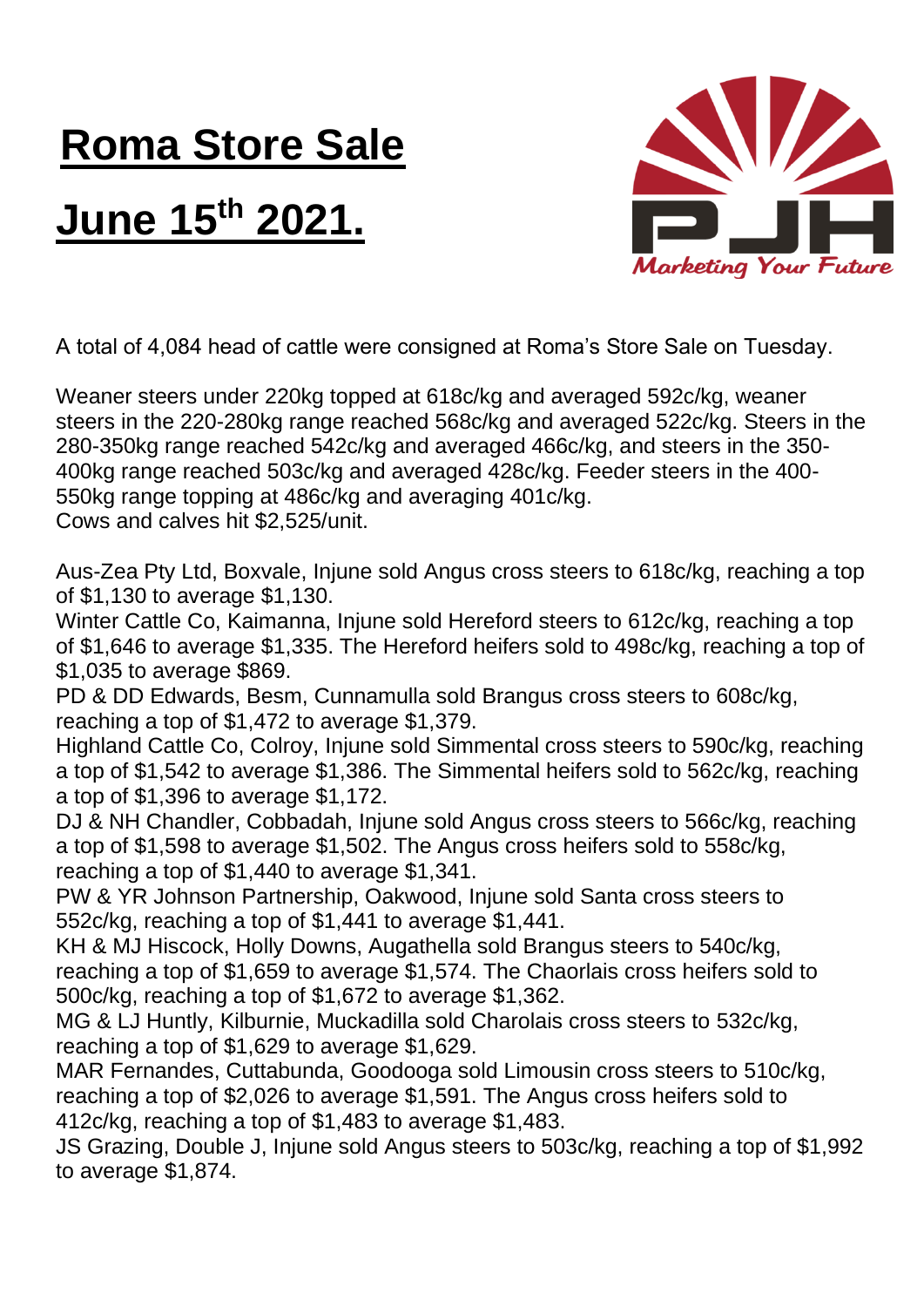# Roma Store Sale

# June 15th 2021.

PJH

*Marketing Your Future*

A total of 4,084 head of cattle were consigned at Roma's Store Sale on Tuesday.

Weaner steers under 220kg topped at 618c/kg and averaged 592c/kg, weaner steers in the 220-280kg range reached 568c/kg and averaged 522c/kg. Steers in the 280-350kg range reached 542c/kg and averaged 466c/kg, and steers in the 350-400kg range reached 503c/kg and averaged 428c/kg. Feeder steers in the 400-550kg range topping at 486c/kg and averaging 401c/kg.
Cows and calves hit $2,525/unit.

Aus-Zea Pty Ltd, Boxvale, Injune sold Angus cross steers to 618c/kg, reaching a top of $1,130 to average $1,130.
Winter Cattle Co, Kaimanna, Injune sold Hereford steers to 612c/kg, reaching a top of $1,646 to average $1,335. The Hereford heifers sold to 498c/kg, reaching a top of $1,035 to average $869.
PD & DD Edwards, Besm, Cunnamulla sold Brangus cross steers to 608c/kg, reaching a top of $1,472 to average $1,379.
Highland Cattle Co, Colroy, Injune sold Simmental cross steers to 590c/kg, reaching a top of $1,542 to average $1,386. The Simmental heifers sold to 562c/kg, reaching a top of $1,396 to average $1,172.
DJ & NH Chandler, Cobbadah, Injune sold Angus cross steers to 566c/kg, reaching a top of $1,598 to average $1,502. The Angus cross heifers sold to 558c/kg, reaching a top of $1,440 to average $1,341.
PW & YR Johnson Partnership, Oakwood, Injune sold Santa cross steers to 552c/kg, reaching a top of $1,441 to average $1,441.
KH & MJ Hiscock, Holly Downs, Augathella sold Brangus steers to 540c/kg, reaching a top of $1,659 to average $1,574. The Chaorlais cross heifers sold to 500c/kg, reaching a top of $1,672 to average $1,362.
MG & LJ Huntly, Kilburnie, Muckadilla sold Charolais cross steers to 532c/kg, reaching a top of $1,629 to average $1,629.
MAR Fernandes, Cuttabunda, Goodooga sold Limousin cross steers to 510c/kg, reaching a top of $2,026 to average $1,591. The Angus cross heifers sold to 412c/kg, reaching a top of $1,483 to average $1,483.
JS Grazing, Double J, Injune sold Angus steers to 503c/kg, reaching a top of $1,992 to average $1,874.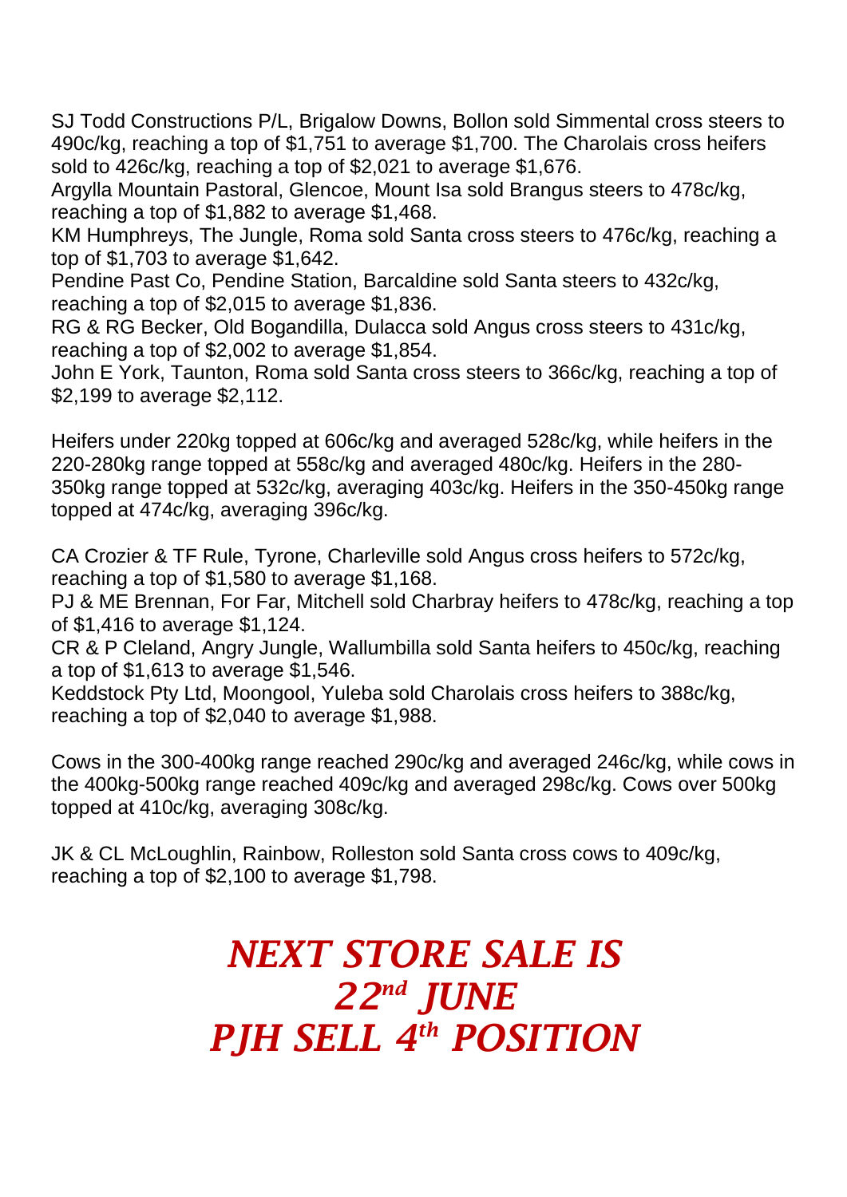SJ Todd Constructions P/L, Brigalow Downs, Bollon sold Simmental cross steers to 490c/kg, reaching a top of $1,751 to average $1,700. The Charolais cross heifers sold to 426c/kg, reaching a top of $2,021 to average $1,676.
Argylla Mountain Pastoral, Glencoe, Mount Isa sold Brangus steers to 478c/kg, reaching a top of $1,882 to average $1,468.
KM Humphreys, The Jungle, Roma sold Santa cross steers to 476c/kg, reaching a top of $1,703 to average $1,642.
Pendine Past Co, Pendine Station, Barcaldine sold Santa steers to 432c/kg, reaching a top of $2,015 to average $1,836.
RG & RG Becker, Old Bogandilla, Dulacca sold Angus cross steers to 431c/kg, reaching a top of $2,002 to average $1,854.
John E York, Taunton, Roma sold Santa cross steers to 366c/kg, reaching a top of $2,199 to average $2,112.

Heifers under 220kg topped at 606c/kg and averaged 528c/kg, while heifers in the 220-280kg range topped at 558c/kg and averaged 480c/kg. Heifers in the 280-350kg range topped at 532c/kg, averaging 403c/kg. Heifers in the 350-450kg range topped at 474c/kg, averaging 396c/kg.

CA Crozier & TF Rule, Tyrone, Charleville sold Angus cross heifers to 572c/kg, reaching a top of $1,580 to average $1,168.
PJ & ME Brennan, For Far, Mitchell sold Charbray heifers to 478c/kg, reaching a top of $1,416 to average $1,124.
CR & P Cleland, Angry Jungle, Wallumbilla sold Santa heifers to 450c/kg, reaching a top of $1,613 to average $1,546.
Keddstock Pty Ltd, Moongool, Yuleba sold Charolais cross heifers to 388c/kg, reaching a top of $2,040 to average $1,988.

Cows in the 300-400kg range reached 290c/kg and averaged 246c/kg, while cows in the 400kg-500kg range reached 409c/kg and averaged 298c/kg. Cows over 500kg topped at 410c/kg, averaging 308c/kg.

JK & CL McLoughlin, Rainbow, Rolleston sold Santa cross cows to 409c/kg, reaching a top of $2,100 to average $1,798.

## *NEXT STORE SALE IS 22nd JUNE*
## *PJH SELL 4th POSITION*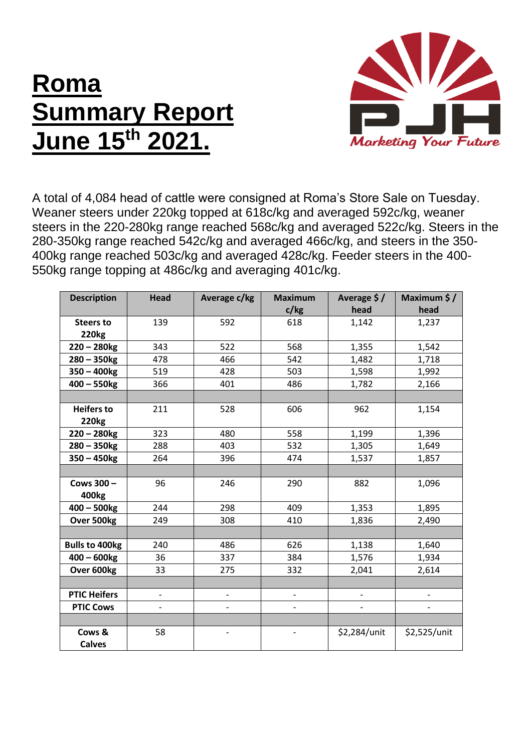# Roma Summary Report June 15th 2021.

PJH Marketing Your Future

A total of 4,084 head of cattle were consigned at Roma's Store Sale on Tuesday. Weaner steers under 220kg topped at 618c/kg and averaged 592c/kg, weaner steers in the 220-280kg range reached 568c/kg and averaged 522c/kg. Steers in the 280-350kg range reached 542c/kg and averaged 466c/kg, and steers in the 350-400kg range reached 503c/kg and averaged 428c/kg. Feeder steers in the 400-550kg range topping at 486c/kg and averaging 401c/kg.

| Description | Head | Average c/kg | Maximum c/kg | Average $ / head | Maximum $ / head |
|---|---|---|---|---|---|
| **Steers to 220kg** | 139 | 592 | 618 | 1,142 | 1,237 |
| **220 – 280kg** | 343 | 522 | 568 | 1,355 | 1,542 |
| **280 – 350kg** | 478 | 466 | 542 | 1,482 | 1,718 |
| **350 – 400kg** | 519 | 428 | 503 | 1,598 | 1,992 |
| **400 – 550kg** | 366 | 401 | 486 | 1,782 | 2,166 |
| | | | | | |
| **Heifers to 220kg** | 211 | 528 | 606 | 962 | 1,154 |
| **220 – 280kg** | 323 | 480 | 558 | 1,199 | 1,396 |
| **280 – 350kg** | 288 | 403 | 532 | 1,305 | 1,649 |
| **350 – 450kg** | 264 | 396 | 474 | 1,537 | 1,857 |
| | | | | | |
| **Cows 300 – 400kg** | 96 | 246 | 290 | 882 | 1,096 |
| **400 – 500kg** | 244 | 298 | 409 | 1,353 | 1,895 |
| **Over 500kg** | 249 | 308 | 410 | 1,836 | 2,490 |
| | | | | | |
| **Bulls to 400kg** | 240 | 486 | 626 | 1,138 | 1,640 |
| **400 – 600kg** | 36 | 337 | 384 | 1,576 | 1,934 |
| **Over 600kg** | 33 | 275 | 332 | 2,041 | 2,614 |
| | | | | | |
| **PTIC Heifers** | - | - | - | - | - |
| **PTIC Cows** | - | - | - | - | - |
| | | | | | |
| **Cows & Calves** | 58 | - | - | $2,284/unit | $2,525/unit |